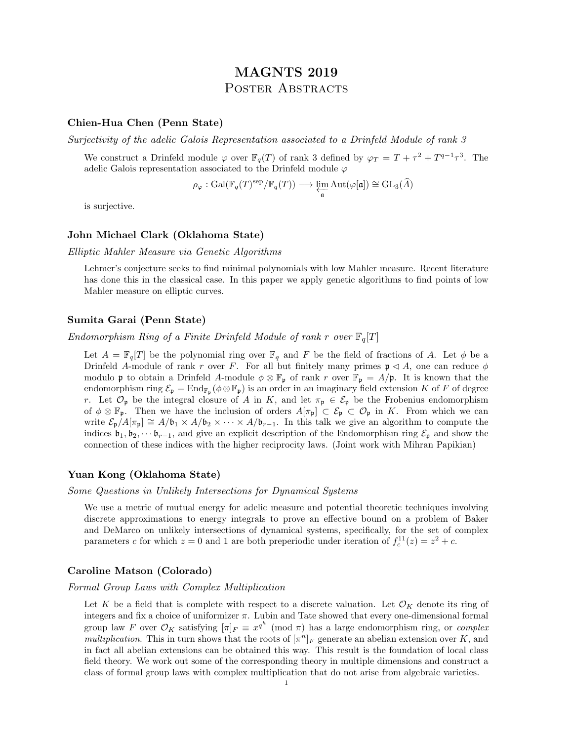# MAGNTS 2019
## Poster Abstracts

### Chien-Hua Chen (Penn State)

*Surjectivity of the adelic Galois Representation associated to a Drinfeld Module of rank 3*

We construct a Drinfeld module $\varphi$ over $\mathbb{F}_q(T)$ of rank 3 defined by $\varphi_T = T + \tau^2 + T^{q-1}\tau^3$. The adelic Galois representation associated to the Drinfeld module $\varphi$

$$\rho_\varphi : \mathrm{Gal}(\mathbb{F}_q(T)^{\mathrm{sep}}/\mathbb{F}_q(T)) \longrightarrow \varprojlim_{\mathfrak{a}} \mathrm{Aut}(\varphi[\mathfrak{a}]) \cong \mathrm{GL}_3(\widehat{A})$$

is surjective.

### John Michael Clark (Oklahoma State)

*Elliptic Mahler Measure via Genetic Algorithms*

Lehmer's conjecture seeks to find minimal polynomials with low Mahler measure. Recent literature has done this in the classical case. In this paper we apply genetic algorithms to find points of low Mahler measure on elliptic curves.

### Sumita Garai (Penn State)

*Endomorphism Ring of a Finite Drinfeld Module of rank $r$ over $\mathbb{F}_q[T]$*

Let $A = \mathbb{F}_q[T]$ be the polynomial ring over $\mathbb{F}_q$ and $F$ be the field of fractions of $A$. Let $\phi$ be a Drinfeld $A$-module of rank $r$ over $F$. For all but finitely many primes $\mathfrak{p} \lhd A$, one can reduce $\phi$ modulo $\mathfrak{p}$ to obtain a Drinfeld $A$-module $\phi \otimes \mathbb{F}_\mathfrak{p}$ of rank $r$ over $\mathbb{F}_\mathfrak{p} = A/\mathfrak{p}$. It is known that the endomorphism ring $\mathcal{E}_\mathfrak{p} = \mathrm{End}_{\mathbb{F}_\mathfrak{p}}(\phi \otimes \mathbb{F}_\mathfrak{p})$ is an order in an imaginary field extension $K$ of $F$ of degree $r$. Let $\mathcal{O}_\mathfrak{p}$ be the integral closure of $A$ in $K$, and let $\pi_\mathfrak{p} \in \mathcal{E}_\mathfrak{p}$ be the Frobenius endomorphism of $\phi \otimes \mathbb{F}_\mathfrak{p}$. Then we have the inclusion of orders $A[\pi_\mathfrak{p}] \subset \mathcal{E}_\mathfrak{p} \subset \mathcal{O}_\mathfrak{p}$ in $K$. From which we can write $\mathcal{E}_\mathfrak{p}/A[\pi_\mathfrak{p}] \cong A/\mathfrak{b}_1 \times A/\mathfrak{b}_2 \times \cdots \times A/\mathfrak{b}_{r-1}$. In this talk we give an algorithm to compute the indices $\mathfrak{b}_1, \mathfrak{b}_2, \cdots \mathfrak{b}_{r-1}$, and give an explicit description of the Endomorphism ring $\mathcal{E}_\mathfrak{p}$ and show the connection of these indices with the higher reciprocity laws. (Joint work with Mihran Papikian)

### Yuan Kong (Oklahoma State)

*Some Questions in Unlikely Intersections for Dynamical Systems*

We use a metric of mutual energy for adelic measure and potential theoretic techniques involving discrete approximations to energy integrals to prove an effective bound on a problem of Baker and DeMarco on unlikely intersections of dynamical systems, specifically, for the set of complex parameters $c$ for which $z = 0$ and 1 are both preperiodic under iteration of $f_c^{11}(z) = z^2 + c$.

### Caroline Matson (Colorado)

*Formal Group Laws with Complex Multiplication*

Let $K$ be a field that is complete with respect to a discrete valuation. Let $\mathcal{O}_K$ denote its ring of integers and fix a choice of uniformizer $\pi$. Lubin and Tate showed that every one-dimensional formal group law $F$ over $\mathcal{O}_K$ satisfying $[\pi]_F \equiv x^{q^h} \pmod{\pi}$ has a large endomorphism ring, or *complex multiplication*. This in turn shows that the roots of $[\pi^n]_F$ generate an abelian extension over $K$, and in fact all abelian extensions can be obtained this way. This result is the foundation of local class field theory. We work out some of the corresponding theory in multiple dimensions and construct a class of formal group laws with complex multiplication that do not arise from algebraic varieties.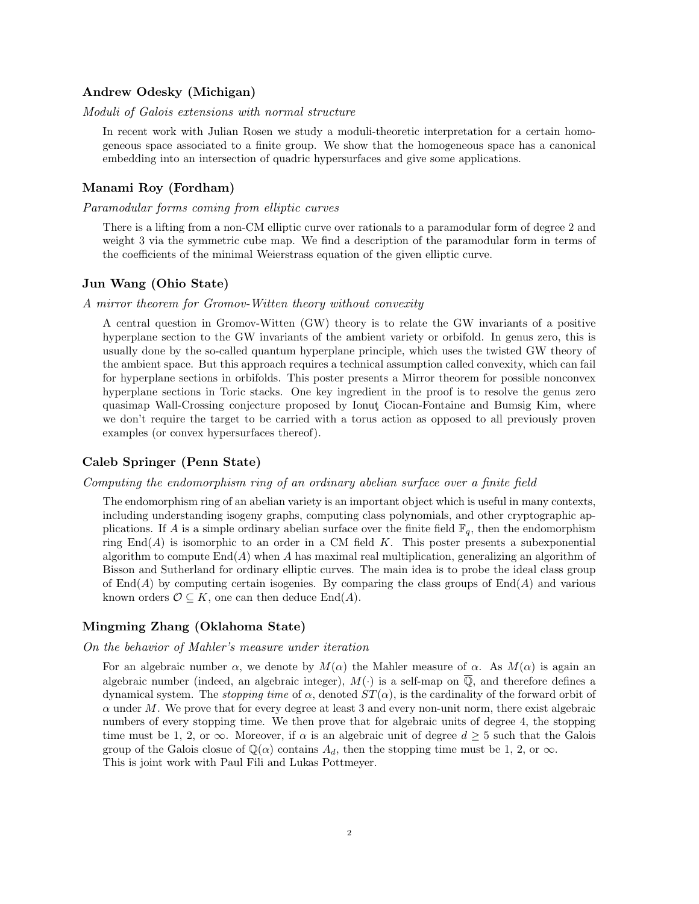### Andrew Odesky (Michigan)

*Moduli of Galois extensions with normal structure*

In recent work with Julian Rosen we study a moduli-theoretic interpretation for a certain homogeneous space associated to a finite group. We show that the homogeneous space has a canonical embedding into an intersection of quadric hypersurfaces and give some applications.

### Manami Roy (Fordham)

*Paramodular forms coming from elliptic curves*

There is a lifting from a non-CM elliptic curve over rationals to a paramodular form of degree 2 and weight 3 via the symmetric cube map. We find a description of the paramodular form in terms of the coefficients of the minimal Weierstrass equation of the given elliptic curve.

### Jun Wang (Ohio State)

*A mirror theorem for Gromov-Witten theory without convexity*

A central question in Gromov-Witten (GW) theory is to relate the GW invariants of a positive hyperplane section to the GW invariants of the ambient variety or orbifold. In genus zero, this is usually done by the so-called quantum hyperplane principle, which uses the twisted GW theory of the ambient space. But this approach requires a technical assumption called convexity, which can fail for hyperplane sections in orbifolds. This poster presents a Mirror theorem for possible nonconvex hyperplane sections in Toric stacks. One key ingredient in the proof is to resolve the genus zero quasimap Wall-Crossing conjecture proposed by Ionuţ Ciocan-Fontaine and Bumsig Kim, where we don't require the target to be carried with a torus action as opposed to all previously proven examples (or convex hypersurfaces thereof).

### Caleb Springer (Penn State)

*Computing the endomorphism ring of an ordinary abelian surface over a finite field*

The endomorphism ring of an abelian variety is an important object which is useful in many contexts, including understanding isogeny graphs, computing class polynomials, and other cryptographic applications. If $A$ is a simple ordinary abelian surface over the finite field $\mathbb{F}_q$, then the endomorphism ring $\mathrm{End}(A)$ is isomorphic to an order in a CM field $K$. This poster presents a subexponential algorithm to compute $\mathrm{End}(A)$ when $A$ has maximal real multiplication, generalizing an algorithm of Bisson and Sutherland for ordinary elliptic curves. The main idea is to probe the ideal class group of $\mathrm{End}(A)$ by computing certain isogenies. By comparing the class groups of $\mathrm{End}(A)$ and various known orders $\mathcal{O} \subseteq K$, one can then deduce $\mathrm{End}(A)$.

### Mingming Zhang (Oklahoma State)

*On the behavior of Mahler's measure under iteration*

For an algebraic number $\alpha$, we denote by $M(\alpha)$ the Mahler measure of $\alpha$. As $M(\alpha)$ is again an algebraic number (indeed, an algebraic integer), $M(\cdot)$ is a self-map on $\overline{\mathbb{Q}}$, and therefore defines a dynamical system. The *stopping time* of $\alpha$, denoted $ST(\alpha)$, is the cardinality of the forward orbit of $\alpha$ under $M$. We prove that for every degree at least 3 and every non-unit norm, there exist algebraic numbers of every stopping time. We then prove that for algebraic units of degree 4, the stopping time must be 1, 2, or $\infty$. Moreover, if $\alpha$ is an algebraic unit of degree $d \geq 5$ such that the Galois group of the Galois closue of $\mathbb{Q}(\alpha)$ contains $A_d$, then the stopping time must be 1, 2, or $\infty$.
This is joint work with Paul Fili and Lukas Pottmeyer.